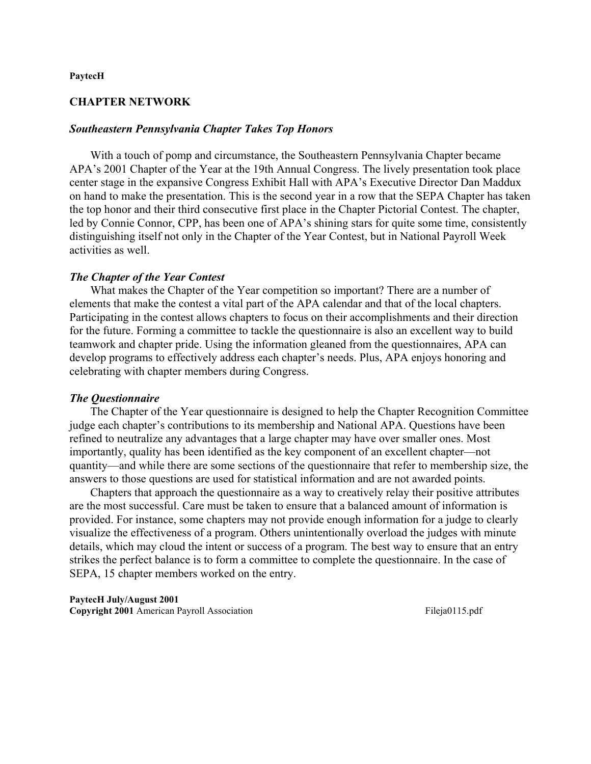## CHAPTER NETWORK

### *Southeastern Pennsylvania Chapter Takes Top Honors*

With a touch of pomp and circumstance, the Southeastern Pennsylvania Chapter became APA's 2001 Chapter of the Year at the 19th Annual Congress. The lively presentation took place center stage in the expansive Congress Exhibit Hall with APA's Executive Director Dan Maddux on hand to make the presentation. This is the second year in a row that the SEPA Chapter has taken the top honor and their third consecutive first place in the Chapter Pictorial Contest. The chapter, led by Connie Connor, CPP, has been one of APA's shining stars for quite some time, consistently distinguishing itself not only in the Chapter of the Year Contest, but in National Payroll Week activities as well.

### *The Chapter of the Year Contest*

What makes the Chapter of the Year competition so important? There are a number of elements that make the contest a vital part of the APA calendar and that of the local chapters. Participating in the contest allows chapters to focus on their accomplishments and their direction for the future. Forming a committee to tackle the questionnaire is also an excellent way to build teamwork and chapter pride. Using the information gleaned from the questionnaires, APA can develop programs to effectively address each chapter's needs. Plus, APA enjoys honoring and celebrating with chapter members during Congress.

### *The Questionnaire*

The Chapter of the Year questionnaire is designed to help the Chapter Recognition Committee judge each chapter's contributions to its membership and National APA. Questions have been refined to neutralize any advantages that a large chapter may have over smaller ones. Most importantly, quality has been identified as the key component of an excellent chapter—not quantity—and while there are some sections of the questionnaire that refer to membership size, the answers to those questions are used for statistical information and are not awarded points.

Chapters that approach the questionnaire as a way to creatively relay their positive attributes are the most successful. Care must be taken to ensure that a balanced amount of information is provided. For instance, some chapters may not provide enough information for a judge to clearly visualize the effectiveness of a program. Others unintentionally overload the judges with minute details, which may cloud the intent or success of a program. The best way to ensure that an entry strikes the perfect balance is to form a committee to complete the questionnaire. In the case of SEPA, 15 chapter members worked on the entry.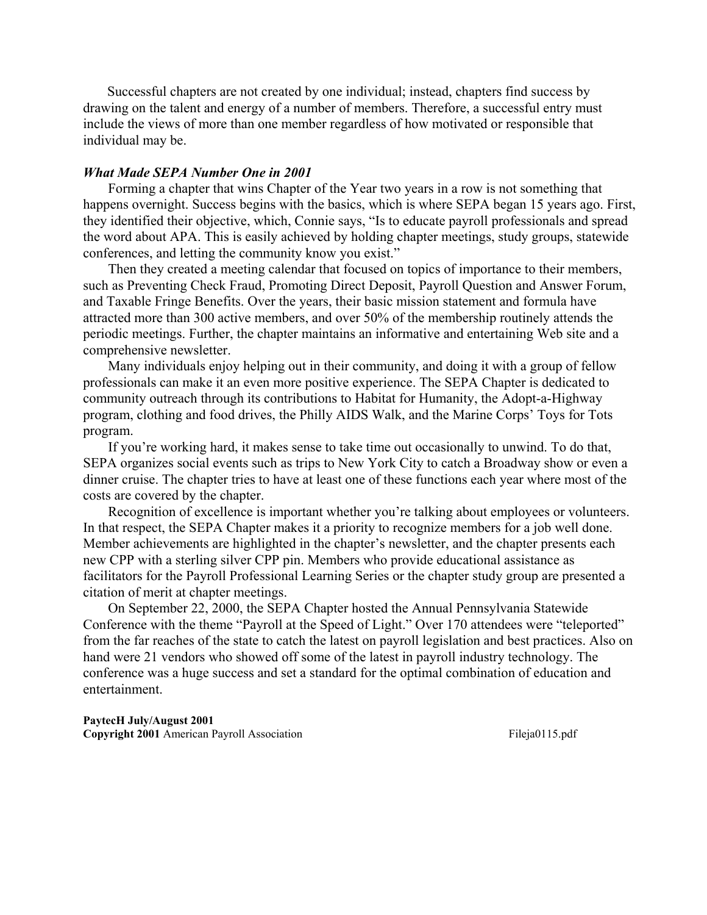Successful chapters are not created by one individual; instead, chapters find success by drawing on the talent and energy of a number of members. Therefore, a successful entry must include the views of more than one member regardless of how motivated or responsible that individual may be.

### *What Made SEPA Number One in 2001*

Forming a chapter that wins Chapter of the Year two years in a row is not something that happens overnight. Success begins with the basics, which is where SEPA began 15 years ago. First, they identified their objective, which, Connie says, "Is to educate payroll professionals and spread the word about APA. This is easily achieved by holding chapter meetings, study groups, statewide conferences, and letting the community know you exist."

Then they created a meeting calendar that focused on topics of importance to their members, such as Preventing Check Fraud, Promoting Direct Deposit, Payroll Question and Answer Forum, and Taxable Fringe Benefits. Over the years, their basic mission statement and formula have attracted more than 300 active members, and over 50% of the membership routinely attends the periodic meetings. Further, the chapter maintains an informative and entertaining Web site and a comprehensive newsletter.

Many individuals enjoy helping out in their community, and doing it with a group of fellow professionals can make it an even more positive experience. The SEPA Chapter is dedicated to community outreach through its contributions to Habitat for Humanity, the Adopt-a-Highway program, clothing and food drives, the Philly AIDS Walk, and the Marine Corps' Toys for Tots program.

If you're working hard, it makes sense to take time out occasionally to unwind. To do that, SEPA organizes social events such as trips to New York City to catch a Broadway show or even a dinner cruise. The chapter tries to have at least one of these functions each year where most of the costs are covered by the chapter.

Recognition of excellence is important whether you're talking about employees or volunteers. In that respect, the SEPA Chapter makes it a priority to recognize members for a job well done. Member achievements are highlighted in the chapter's newsletter, and the chapter presents each new CPP with a sterling silver CPP pin. Members who provide educational assistance as facilitators for the Payroll Professional Learning Series or the chapter study group are presented a citation of merit at chapter meetings.

On September 22, 2000, the SEPA Chapter hosted the Annual Pennsylvania Statewide Conference with the theme "Payroll at the Speed of Light." Over 170 attendees were "teleported" from the far reaches of the state to catch the latest on payroll legislation and best practices. Also on hand were 21 vendors who showed off some of the latest in payroll industry technology. The conference was a huge success and set a standard for the optimal combination of education and entertainment.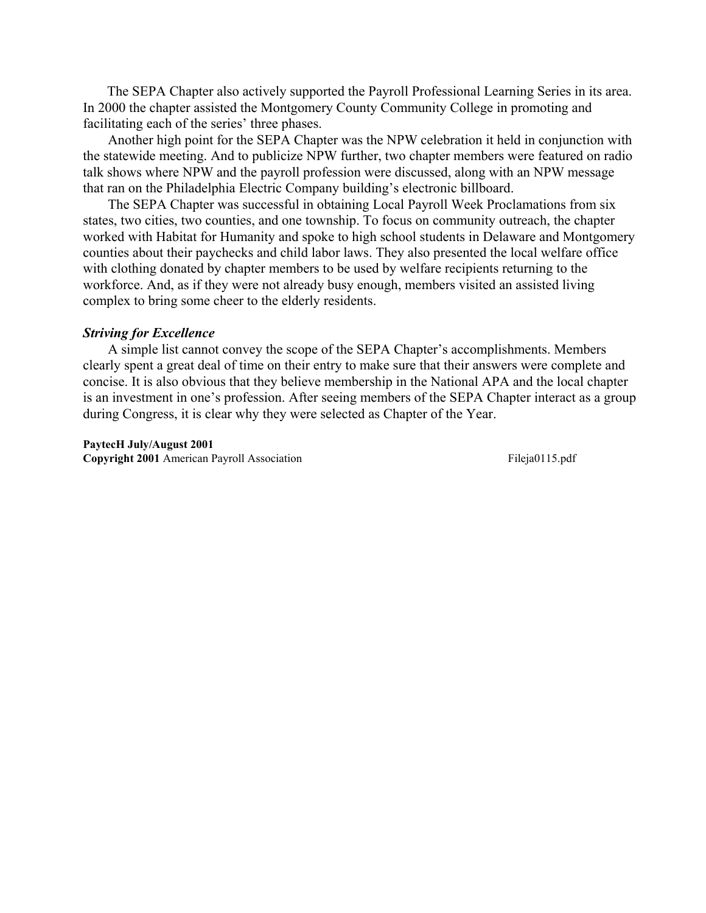The SEPA Chapter also actively supported the Payroll Professional Learning Series in its area. In 2000 the chapter assisted the Montgomery County Community College in promoting and facilitating each of the series' three phases.

Another high point for the SEPA Chapter was the NPW celebration it held in conjunction with the statewide meeting. And to publicize NPW further, two chapter members were featured on radio talk shows where NPW and the payroll profession were discussed, along with an NPW message that ran on the Philadelphia Electric Company building's electronic billboard.

The SEPA Chapter was successful in obtaining Local Payroll Week Proclamations from six states, two cities, two counties, and one township. To focus on community outreach, the chapter worked with Habitat for Humanity and spoke to high school students in Delaware and Montgomery counties about their paychecks and child labor laws. They also presented the local welfare office with clothing donated by chapter members to be used by welfare recipients returning to the workforce. And, as if they were not already busy enough, members visited an assisted living complex to bring some cheer to the elderly residents.

***Striving for Excellence***

A simple list cannot convey the scope of the SEPA Chapter's accomplishments. Members clearly spent a great deal of time on their entry to make sure that their answers were complete and concise. It is also obvious that they believe membership in the National APA and the local chapter is an investment in one's profession. After seeing members of the SEPA Chapter interact as a group during Congress, it is clear why they were selected as Chapter of the Year.

**PaytecH July/August 2001**
**Copyright 2001** American Payroll Association Fileja0115.pdf